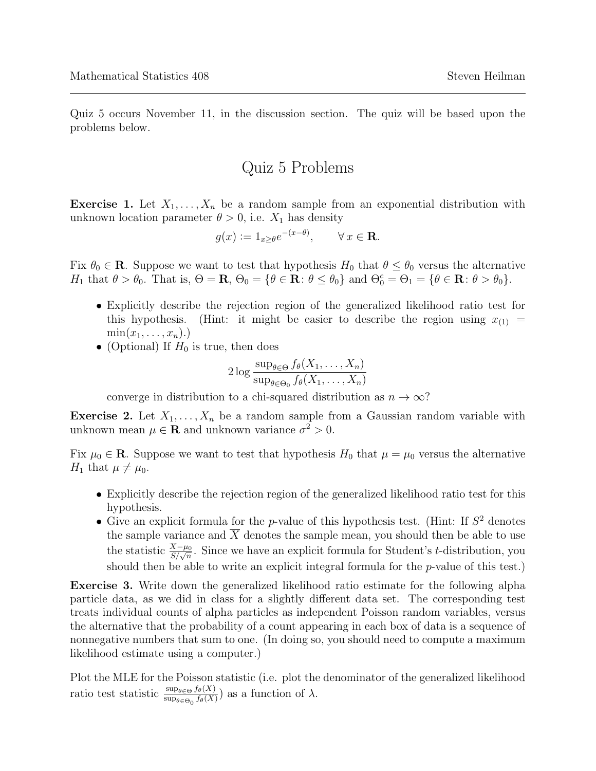Quiz 5 occurs November 11, in the discussion section. The quiz will be based upon the problems below.

# Quiz 5 Problems

**Exercise 1.** Let $X_1, \ldots, X_n$ be a random sample from an exponential distribution with unknown location parameter $\theta > 0$, i.e. $X_1$ has density

$$g(x) := 1_{x \geq \theta} e^{-(x-\theta)}, \qquad \forall\, x \in \mathbf{R}.$$

Fix $\theta_0 \in \mathbf{R}$. Suppose we want to test that hypothesis $H_0$ that $\theta \leq \theta_0$ versus the alternative $H_1$ that $\theta > \theta_0$. That is, $\Theta = \mathbf{R}$, $\Theta_0 = \{\theta \in \mathbf{R} \colon \theta \leq \theta_0\}$ and $\Theta_0^c = \Theta_1 = \{\theta \in \mathbf{R} \colon \theta > \theta_0\}$.

- Explicitly describe the rejection region of the generalized likelihood ratio test for this hypothesis. (Hint: it might be easier to describe the region using $x_{(1)} = \min(x_1, \ldots, x_n)$.)
- (Optional) If $H_0$ is true, then does

$$2 \log \frac{\sup_{\theta \in \Theta} f_\theta(X_1, \ldots, X_n)}{\sup_{\theta \in \Theta_0} f_\theta(X_1, \ldots, X_n)}$$

converge in distribution to a chi-squared distribution as $n \to \infty$?

**Exercise 2.** Let $X_1, \ldots, X_n$ be a random sample from a Gaussian random variable with unknown mean $\mu \in \mathbf{R}$ and unknown variance $\sigma^2 > 0$.

Fix $\mu_0 \in \mathbf{R}$. Suppose we want to test that hypothesis $H_0$ that $\mu = \mu_0$ versus the alternative $H_1$ that $\mu \neq \mu_0$.

- Explicitly describe the rejection region of the generalized likelihood ratio test for this hypothesis.
- Give an explicit formula for the $p$-value of this hypothesis test. (Hint: If $S^2$ denotes the sample variance and $\overline{X}$ denotes the sample mean, you should then be able to use the statistic $\frac{\overline{X} - \mu_0}{S/\sqrt{n}}$. Since we have an explicit formula for Student's $t$-distribution, you should then be able to write an explicit integral formula for the $p$-value of this test.)

**Exercise 3.** Write down the generalized likelihood ratio estimate for the following alpha particle data, as we did in class for a slightly different data set. The corresponding test treats individual counts of alpha particles as independent Poisson random variables, versus the alternative that the probability of a count appearing in each box of data is a sequence of nonnegative numbers that sum to one. (In doing so, you should need to compute a maximum likelihood estimate using a computer.)

Plot the MLE for the Poisson statistic (i.e. plot the denominator of the generalized likelihood ratio test statistic $\frac{\sup_{\theta \in \Theta} f_\theta(X)}{\sup_{\theta \in \Theta_0} f_\theta(X)}$) as a function of $\lambda$.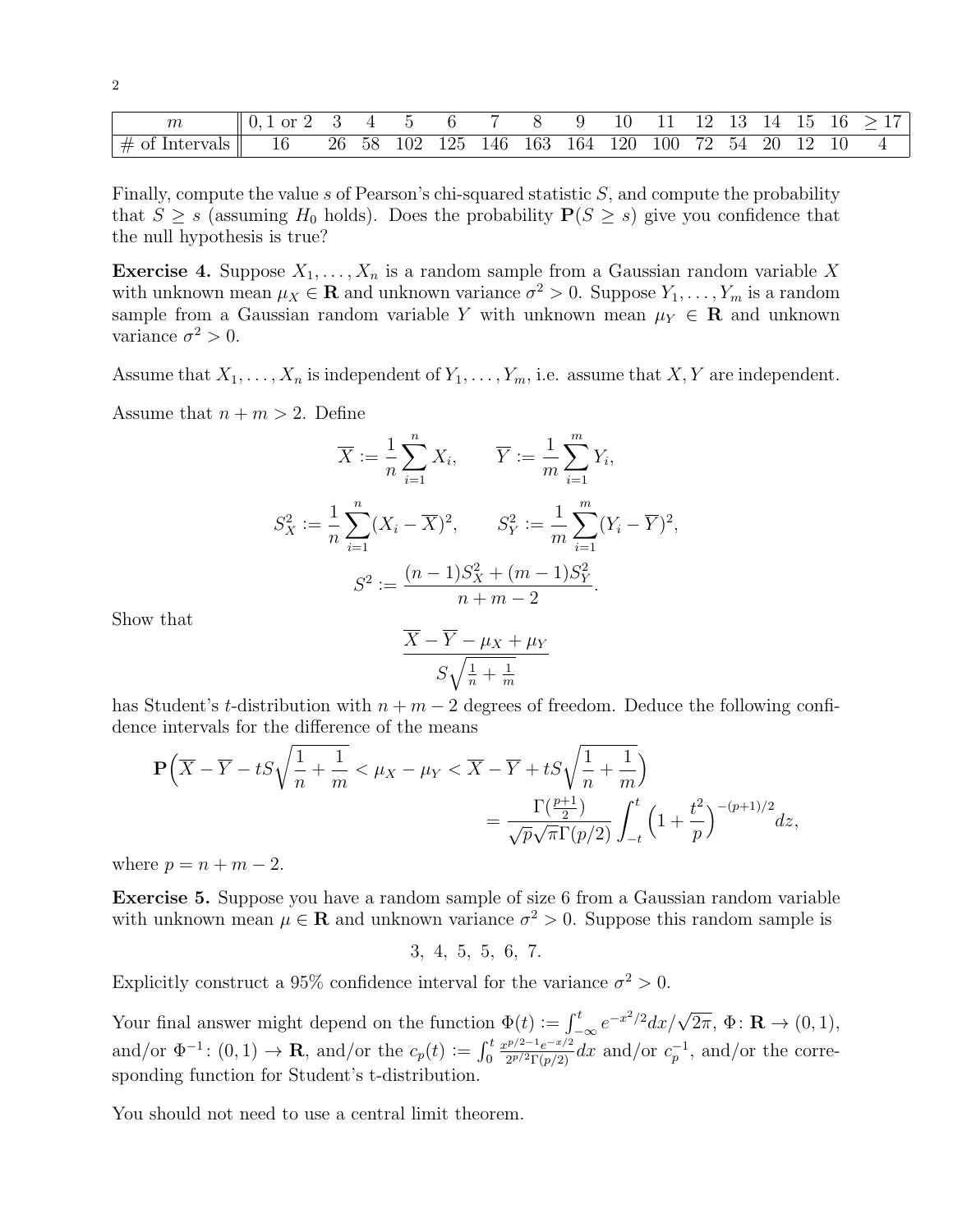| $m$ | 0, 1 or 2 | 3 | 4 | 5 | 6 | 7 | 8 | 9 | 10 | 11 | 12 | 13 | 14 | 15 | 16 | $\geq 17$ |
|---|---|---|---|---|---|---|---|---|---|---|---|---|---|---|---|---|
| # of Intervals | 16 | 26 | 58 | 102 | 125 | 146 | 163 | 164 | 120 | 100 | 72 | 54 | 20 | 12 | 10 | 4 |

Finally, compute the value $s$ of Pearson's chi-squared statistic $S$, and compute the probability that $S \geq s$ (assuming $H_0$ holds). Does the probability $\mathbf{P}(S \geq s)$ give you confidence that the null hypothesis is true?

**Exercise 4.** Suppose $X_1, \ldots, X_n$ is a random sample from a Gaussian random variable $X$ with unknown mean $\mu_X \in \mathbf{R}$ and unknown variance $\sigma^2 > 0$. Suppose $Y_1, \ldots, Y_m$ is a random sample from a Gaussian random variable $Y$ with unknown mean $\mu_Y \in \mathbf{R}$ and unknown variance $\sigma^2 > 0$.

Assume that $X_1, \ldots, X_n$ is independent of $Y_1, \ldots, Y_m$, i.e. assume that $X, Y$ are independent.

Assume that $n + m > 2$. Define

$$\overline{X} := \frac{1}{n}\sum_{i=1}^{n} X_i, \qquad \overline{Y} := \frac{1}{m}\sum_{i=1}^{m} Y_i,$$

$$S_X^2 := \frac{1}{n}\sum_{i=1}^{n}(X_i - \overline{X})^2, \qquad S_Y^2 := \frac{1}{m}\sum_{i=1}^{m}(Y_i - \overline{Y})^2,$$

$$S^2 := \frac{(n-1)S_X^2 + (m-1)S_Y^2}{n+m-2}.$$

Show that

$$\frac{\overline{X} - \overline{Y} - \mu_X + \mu_Y}{S\sqrt{\frac{1}{n} + \frac{1}{m}}}$$

has Student's $t$-distribution with $n + m - 2$ degrees of freedom. Deduce the following confidence intervals for the difference of the means

$$\mathbf{P}\Big(\overline{X} - \overline{Y} - tS\sqrt{\frac{1}{n} + \frac{1}{m}} < \mu_X - \mu_Y < \overline{X} - \overline{Y} + tS\sqrt{\frac{1}{n} + \frac{1}{m}}\Big) = \frac{\Gamma(\frac{p+1}{2})}{\sqrt{p}\sqrt{\pi}\Gamma(p/2)}\int_{-t}^{t}\Big(1 + \frac{t^2}{p}\Big)^{-(p+1)/2} dz,$$

where $p = n + m - 2$.

**Exercise 5.** Suppose you have a random sample of size 6 from a Gaussian random variable with unknown mean $\mu \in \mathbf{R}$ and unknown variance $\sigma^2 > 0$. Suppose this random sample is

$$3,\ 4,\ 5,\ 5,\ 6,\ 7.$$

Explicitly construct a 95% confidence interval for the variance $\sigma^2 > 0$.

Your final answer might depend on the function $\Phi(t) := \int_{-\infty}^{t} e^{-x^2/2}dx/\sqrt{2\pi}$, $\Phi \colon \mathbf{R} \to (0, 1)$, and/or $\Phi^{-1} \colon (0, 1) \to \mathbf{R}$, and/or the $c_p(t) := \int_0^t \frac{x^{p/2-1}e^{-x/2}}{2^{p/2}\Gamma(p/2)}dx$ and/or $c_p^{-1}$, and/or the corresponding function for Student's t-distribution.

You should not need to use a central limit theorem.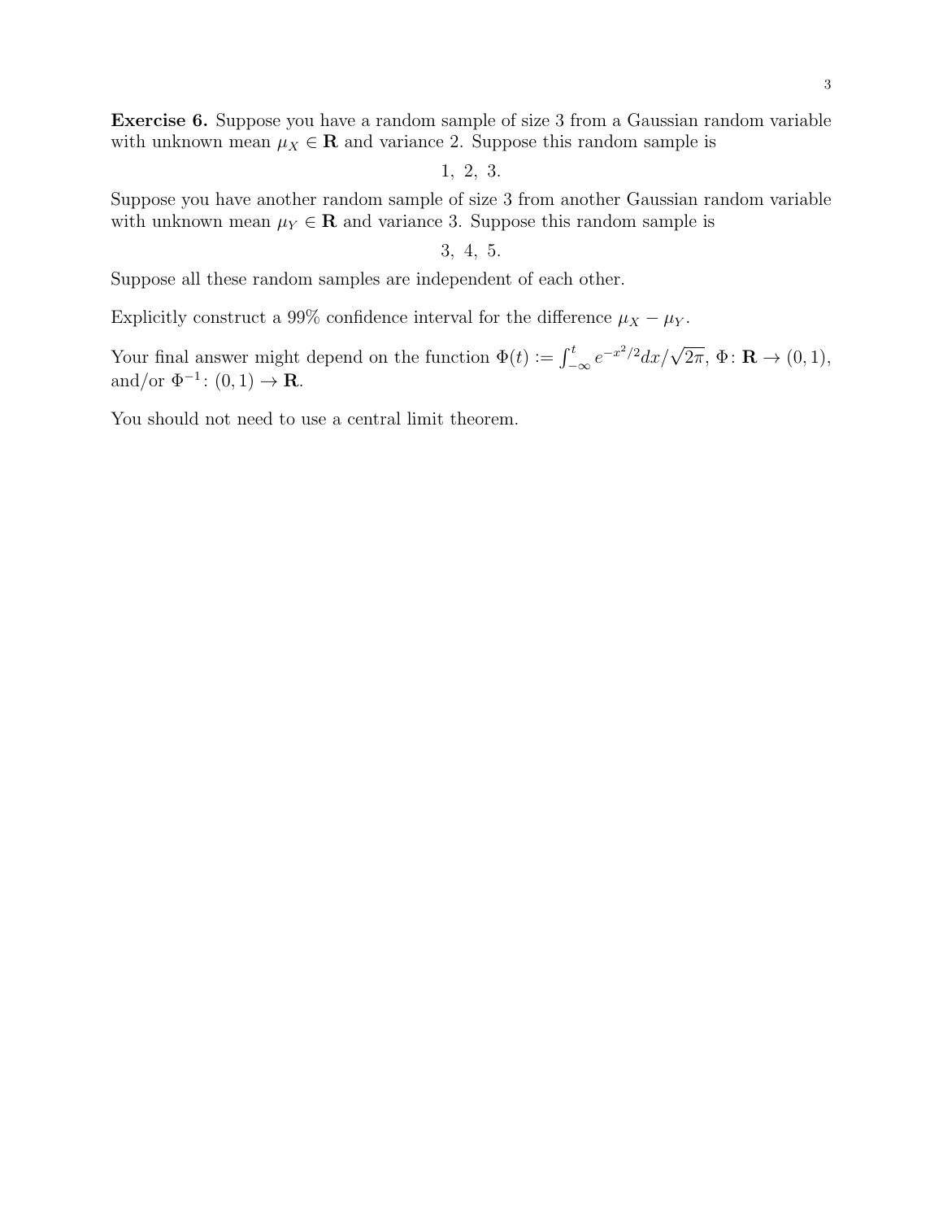**Exercise 6.** Suppose you have a random sample of size 3 from a Gaussian random variable with unknown mean $\mu_X \in \mathbf{R}$ and variance 2. Suppose this random sample is

$$1, \ 2, \ 3.$$

Suppose you have another random sample of size 3 from another Gaussian random variable with unknown mean $\mu_Y \in \mathbf{R}$ and variance 3. Suppose this random sample is

$$3, \ 4, \ 5.$$

Suppose all these random samples are independent of each other.

Explicitly construct a 99% confidence interval for the difference $\mu_X - \mu_Y$.

Your final answer might depend on the function $\Phi(t) := \int_{-\infty}^{t} e^{-x^2/2} dx/\sqrt{2\pi}$, $\Phi \colon \mathbf{R} \to (0,1)$, and/or $\Phi^{-1} \colon (0,1) \to \mathbf{R}$.

You should not need to use a central limit theorem.